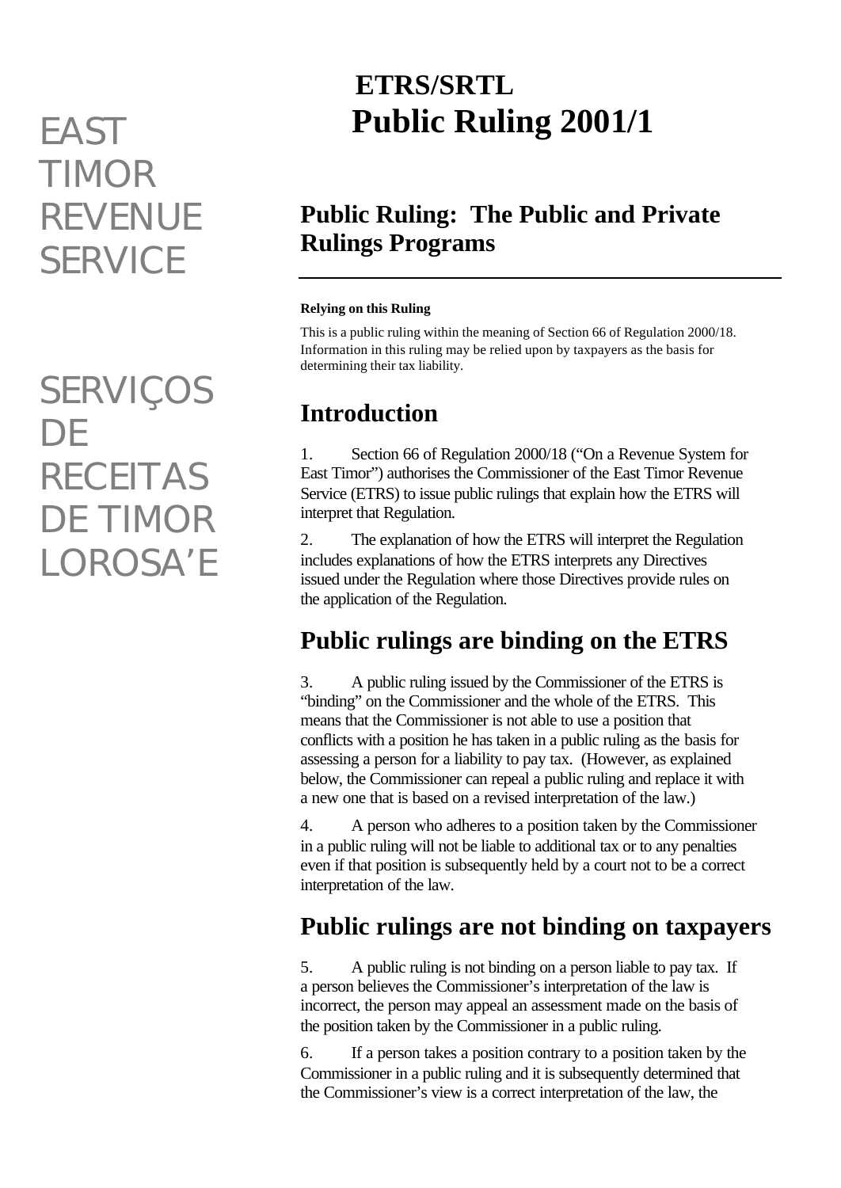EAST TIMOR REVENUE SERVICE

SERVIÇOS DE RECEITAS DE TIMOR LOROSA'E

# ETRS/SRTL
# Public Ruling 2001/1

## Public Ruling: The Public and Private Rulings Programs

---

**Relying on this Ruling**

This is a public ruling within the meaning of Section 66 of Regulation 2000/18. Information in this ruling may be relied upon by taxpayers as the basis for determining their tax liability.

## Introduction

1. Section 66 of Regulation 2000/18 ("On a Revenue System for East Timor") authorises the Commissioner of the East Timor Revenue Service (ETRS) to issue public rulings that explain how the ETRS will interpret that Regulation.

2. The explanation of how the ETRS will interpret the Regulation includes explanations of how the ETRS interprets any Directives issued under the Regulation where those Directives provide rules on the application of the Regulation.

## Public rulings are binding on the ETRS

3. A public ruling issued by the Commissioner of the ETRS is "binding" on the Commissioner and the whole of the ETRS. This means that the Commissioner is not able to use a position that conflicts with a position he has taken in a public ruling as the basis for assessing a person for a liability to pay tax. (However, as explained below, the Commissioner can repeal a public ruling and replace it with a new one that is based on a revised interpretation of the law.)

4. A person who adheres to a position taken by the Commissioner in a public ruling will not be liable to additional tax or to any penalties even if that position is subsequently held by a court not to be a correct interpretation of the law.

## Public rulings are not binding on taxpayers

5. A public ruling is not binding on a person liable to pay tax. If a person believes the Commissioner's interpretation of the law is incorrect, the person may appeal an assessment made on the basis of the position taken by the Commissioner in a public ruling.

6. If a person takes a position contrary to a position taken by the Commissioner in a public ruling and it is subsequently determined that the Commissioner's view is a correct interpretation of the law, the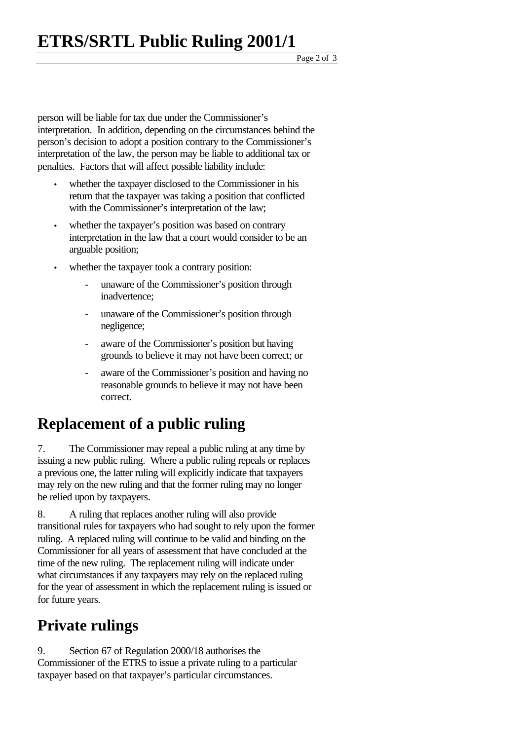person will be liable for tax due under the Commissioner's interpretation. In addition, depending on the circumstances behind the person's decision to adopt a position contrary to the Commissioner's interpretation of the law, the person may be liable to additional tax or penalties. Factors that will affect possible liability include:

- whether the taxpayer disclosed to the Commissioner in his return that the taxpayer was taking a position that conflicted with the Commissioner's interpretation of the law;
- whether the taxpayer's position was based on contrary interpretation in the law that a court would consider to be an arguable position;
- whether the taxpayer took a contrary position:
    - unaware of the Commissioner's position through inadvertence;
    - unaware of the Commissioner's position through negligence;
    - aware of the Commissioner's position but having grounds to believe it may not have been correct; or
    - aware of the Commissioner's position and having no reasonable grounds to believe it may not have been correct.

# Replacement of a public ruling

7. The Commissioner may repeal a public ruling at any time by issuing a new public ruling. Where a public ruling repeals or replaces a previous one, the latter ruling will explicitly indicate that taxpayers may rely on the new ruling and that the former ruling may no longer be relied upon by taxpayers.

8. A ruling that replaces another ruling will also provide transitional rules for taxpayers who had sought to rely upon the former ruling. A replaced ruling will continue to be valid and binding on the Commissioner for all years of assessment that have concluded at the time of the new ruling. The replacement ruling will indicate under what circumstances if any taxpayers may rely on the replaced ruling for the year of assessment in which the replacement ruling is issued or for future years.

# Private rulings

9. Section 67 of Regulation 2000/18 authorises the Commissioner of the ETRS to issue a private ruling to a particular taxpayer based on that taxpayer's particular circumstances.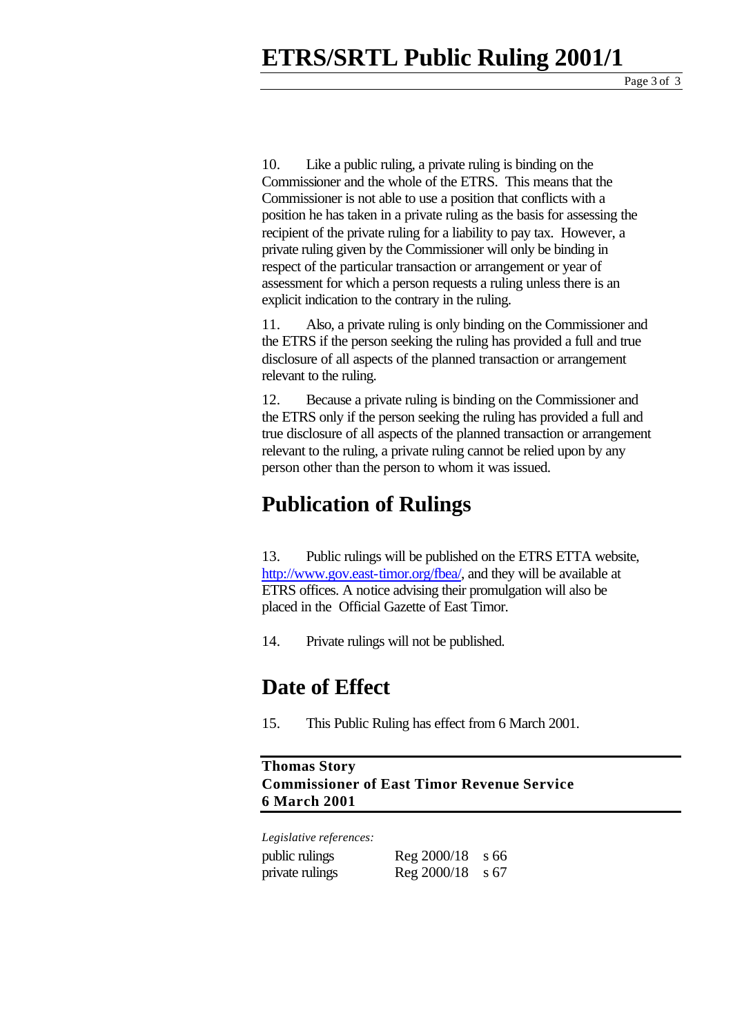10. Like a public ruling, a private ruling is binding on the Commissioner and the whole of the ETRS. This means that the Commissioner is not able to use a position that conflicts with a position he has taken in a private ruling as the basis for assessing the recipient of the private ruling for a liability to pay tax. However, a private ruling given by the Commissioner will only be binding in respect of the particular transaction or arrangement or year of assessment for which a person requests a ruling unless there is an explicit indication to the contrary in the ruling.

11. Also, a private ruling is only binding on the Commissioner and the ETRS if the person seeking the ruling has provided a full and true disclosure of all aspects of the planned transaction or arrangement relevant to the ruling.

12. Because a private ruling is binding on the Commissioner and the ETRS only if the person seeking the ruling has provided a full and true disclosure of all aspects of the planned transaction or arrangement relevant to the ruling, a private ruling cannot be relied upon by any person other than the person to whom it was issued.

# Publication of Rulings

13. Public rulings will be published on the ETRS ETTA website, http://www.gov.east-timor.org/fbea/, and they will be available at ETRS offices. A notice advising their promulgation will also be placed in the Official Gazette of East Timor.

14. Private rulings will not be published.

# Date of Effect

15. This Public Ruling has effect from 6 March 2001.

**Thomas Story**
**Commissioner of East Timor Revenue Service**
**6 March 2001**

*Legislative references:*

| | | |
|---|---|---|
| public rulings | Reg 2000/18 | s 66 |
| private rulings | Reg 2000/18 | s 67 |